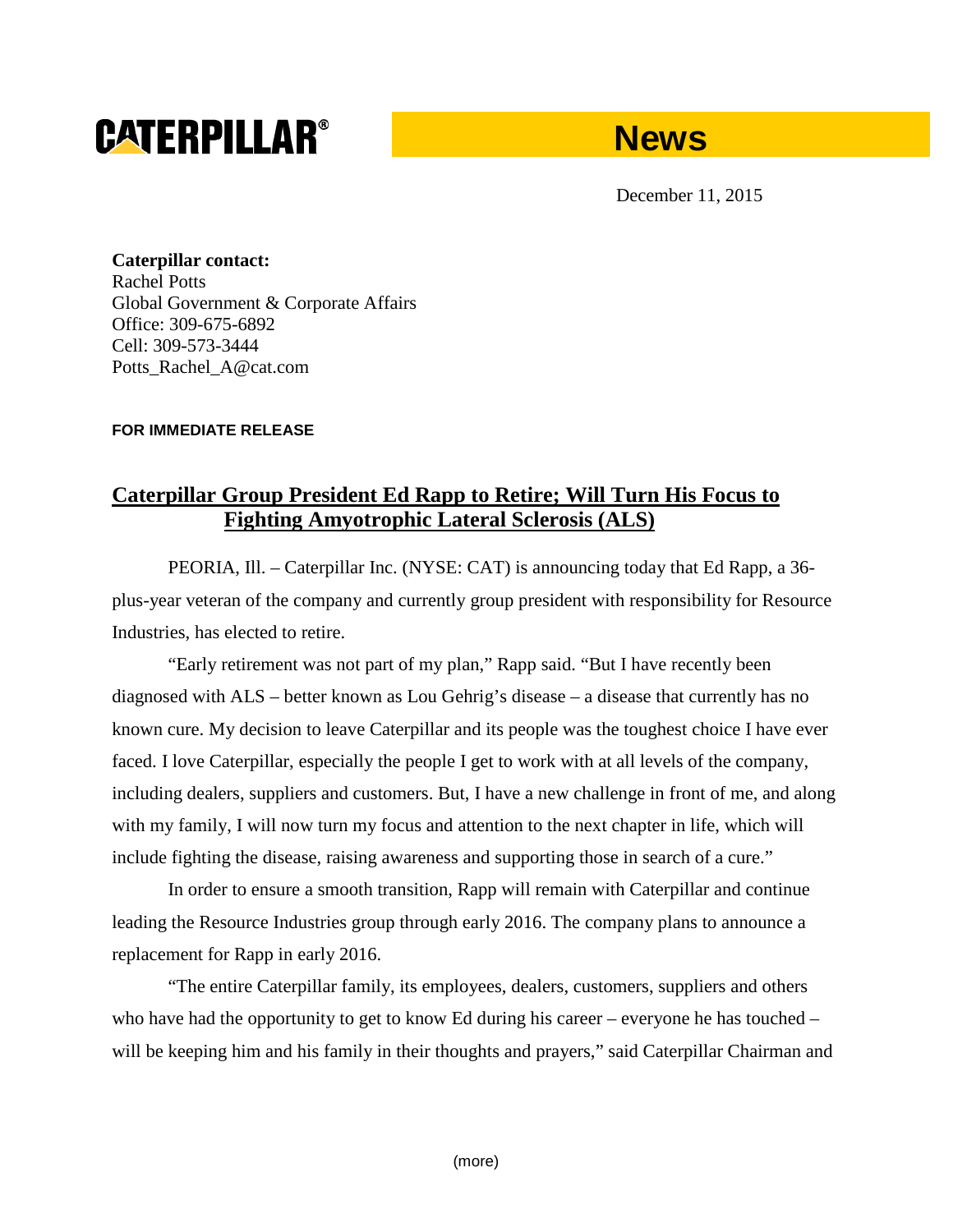**CATERPILLAR®** **News**

December 11, 2015

**Caterpillar contact:**
Rachel Potts
Global Government & Corporate Affairs
Office: 309-675-6892
Cell: 309-573-3444
Potts_Rachel_A@cat.com

**FOR IMMEDIATE RELEASE**

# Caterpillar Group President Ed Rapp to Retire; Will Turn His Focus to Fighting Amyotrophic Lateral Sclerosis (ALS)

PEORIA, Ill. – Caterpillar Inc. (NYSE: CAT) is announcing today that Ed Rapp, a 36-plus-year veteran of the company and currently group president with responsibility for Resource Industries, has elected to retire.

"Early retirement was not part of my plan," Rapp said. "But I have recently been diagnosed with ALS – better known as Lou Gehrig's disease – a disease that currently has no known cure. My decision to leave Caterpillar and its people was the toughest choice I have ever faced. I love Caterpillar, especially the people I get to work with at all levels of the company, including dealers, suppliers and customers. But, I have a new challenge in front of me, and along with my family, I will now turn my focus and attention to the next chapter in life, which will include fighting the disease, raising awareness and supporting those in search of a cure."

In order to ensure a smooth transition, Rapp will remain with Caterpillar and continue leading the Resource Industries group through early 2016. The company plans to announce a replacement for Rapp in early 2016.

"The entire Caterpillar family, its employees, dealers, customers, suppliers and others who have had the opportunity to get to know Ed during his career – everyone he has touched – will be keeping him and his family in their thoughts and prayers," said Caterpillar Chairman and

(more)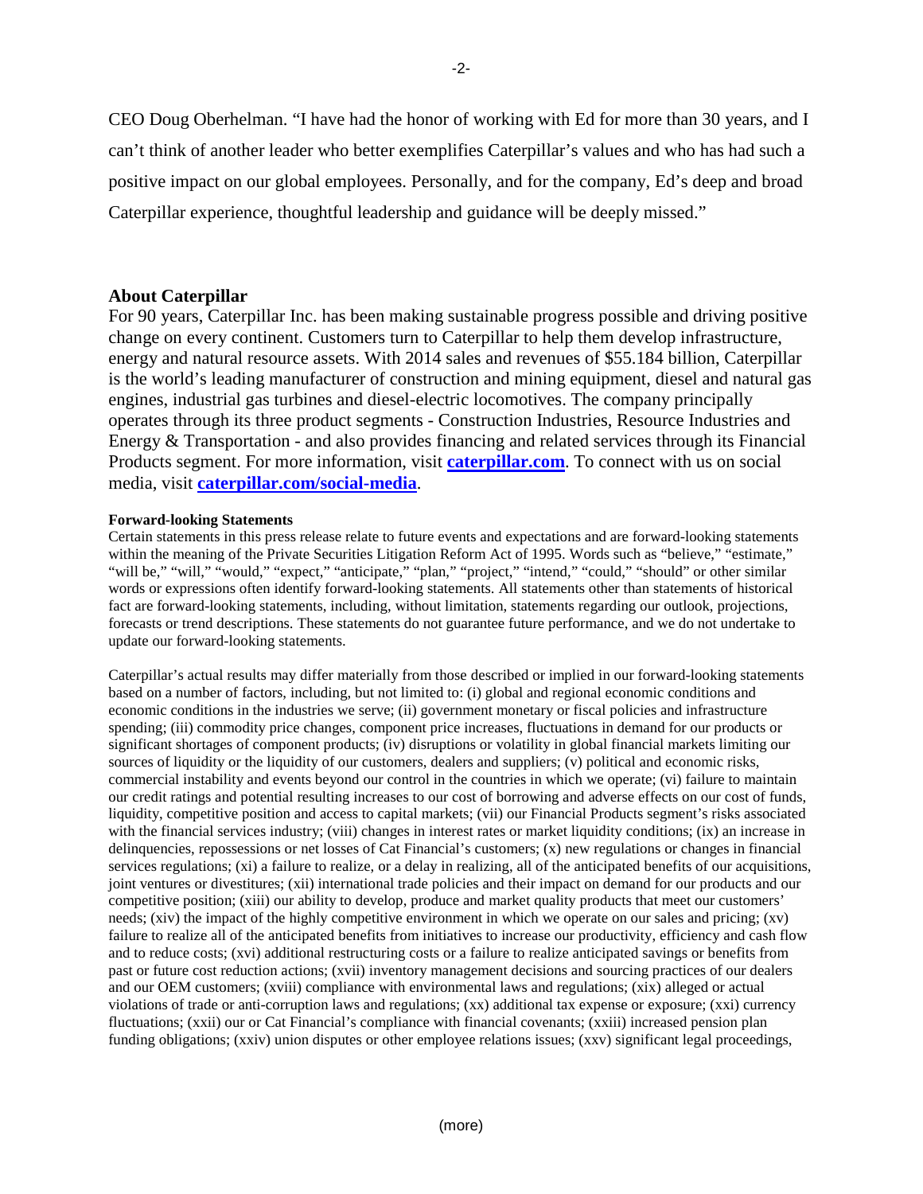CEO Doug Oberhelman. "I have had the honor of working with Ed for more than 30 years, and I can't think of another leader who better exemplifies Caterpillar's values and who has had such a positive impact on our global employees. Personally, and for the company, Ed's deep and broad Caterpillar experience, thoughtful leadership and guidance will be deeply missed."

## About Caterpillar

For 90 years, Caterpillar Inc. has been making sustainable progress possible and driving positive change on every continent. Customers turn to Caterpillar to help them develop infrastructure, energy and natural resource assets. With 2014 sales and revenues of $55.184 billion, Caterpillar is the world's leading manufacturer of construction and mining equipment, diesel and natural gas engines, industrial gas turbines and diesel-electric locomotives. The company principally operates through its three product segments - Construction Industries, Resource Industries and Energy & Transportation - and also provides financing and related services through its Financial Products segment. For more information, visit **caterpillar.com**. To connect with us on social media, visit **caterpillar.com/social-media**.

**Forward-looking Statements**

Certain statements in this press release relate to future events and expectations and are forward-looking statements within the meaning of the Private Securities Litigation Reform Act of 1995. Words such as "believe," "estimate," "will be," "will," "would," "expect," "anticipate," "plan," "project," "intend," "could," "should" or other similar words or expressions often identify forward-looking statements. All statements other than statements of historical fact are forward-looking statements, including, without limitation, statements regarding our outlook, projections, forecasts or trend descriptions. These statements do not guarantee future performance, and we do not undertake to update our forward-looking statements.

Caterpillar's actual results may differ materially from those described or implied in our forward-looking statements based on a number of factors, including, but not limited to: (i) global and regional economic conditions and economic conditions in the industries we serve; (ii) government monetary or fiscal policies and infrastructure spending; (iii) commodity price changes, component price increases, fluctuations in demand for our products or significant shortages of component products; (iv) disruptions or volatility in global financial markets limiting our sources of liquidity or the liquidity of our customers, dealers and suppliers; (v) political and economic risks, commercial instability and events beyond our control in the countries in which we operate; (vi) failure to maintain our credit ratings and potential resulting increases to our cost of borrowing and adverse effects on our cost of funds, liquidity, competitive position and access to capital markets; (vii) our Financial Products segment's risks associated with the financial services industry; (viii) changes in interest rates or market liquidity conditions; (ix) an increase in delinquencies, repossessions or net losses of Cat Financial's customers; (x) new regulations or changes in financial services regulations; (xi) a failure to realize, or a delay in realizing, all of the anticipated benefits of our acquisitions, joint ventures or divestitures; (xii) international trade policies and their impact on demand for our products and our competitive position; (xiii) our ability to develop, produce and market quality products that meet our customers' needs; (xiv) the impact of the highly competitive environment in which we operate on our sales and pricing; (xv) failure to realize all of the anticipated benefits from initiatives to increase our productivity, efficiency and cash flow and to reduce costs; (xvi) additional restructuring costs or a failure to realize anticipated savings or benefits from past or future cost reduction actions; (xvii) inventory management decisions and sourcing practices of our dealers and our OEM customers; (xviii) compliance with environmental laws and regulations; (xix) alleged or actual violations of trade or anti-corruption laws and regulations; (xx) additional tax expense or exposure; (xxi) currency fluctuations; (xxii) our or Cat Financial's compliance with financial covenants; (xxiii) increased pension plan funding obligations; (xxiv) union disputes or other employee relations issues; (xxv) significant legal proceedings,

(more)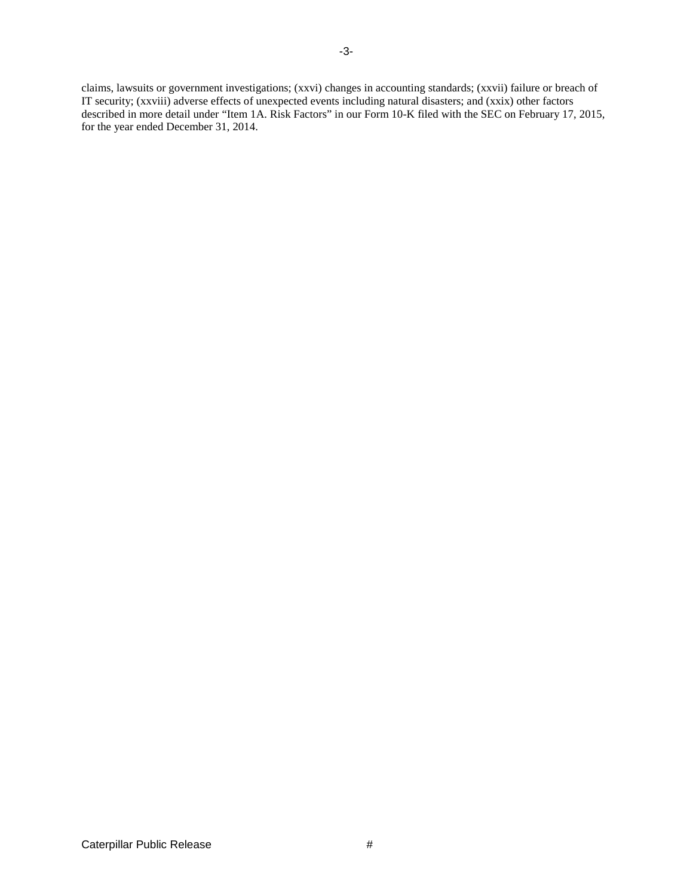claims, lawsuits or government investigations; (xxvi) changes in accounting standards; (xxvii) failure or breach of IT security; (xxviii) adverse effects of unexpected events including natural disasters; and (xxix) other factors described in more detail under "Item 1A. Risk Factors" in our Form 10-K filed with the SEC on February 17, 2015, for the year ended December 31, 2014.